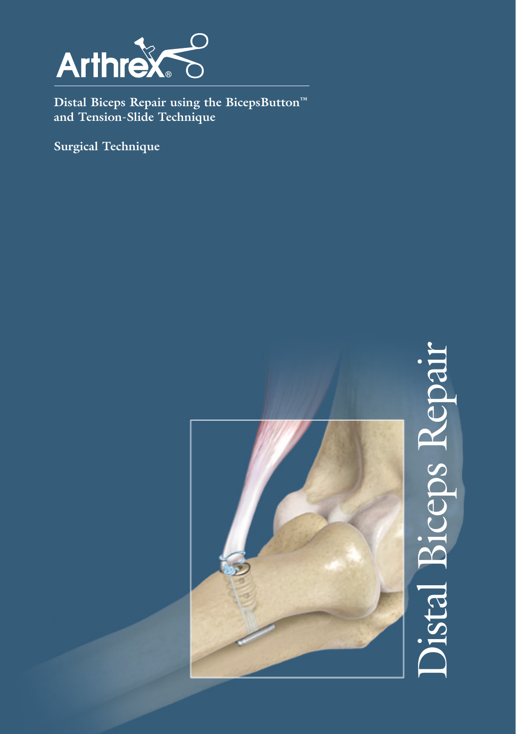Arthrex®

**Distal Biceps Repair using the BicepsButton™ and Tension-Slide Technique**

**Surgical Technique**

# Distal Biceps Repair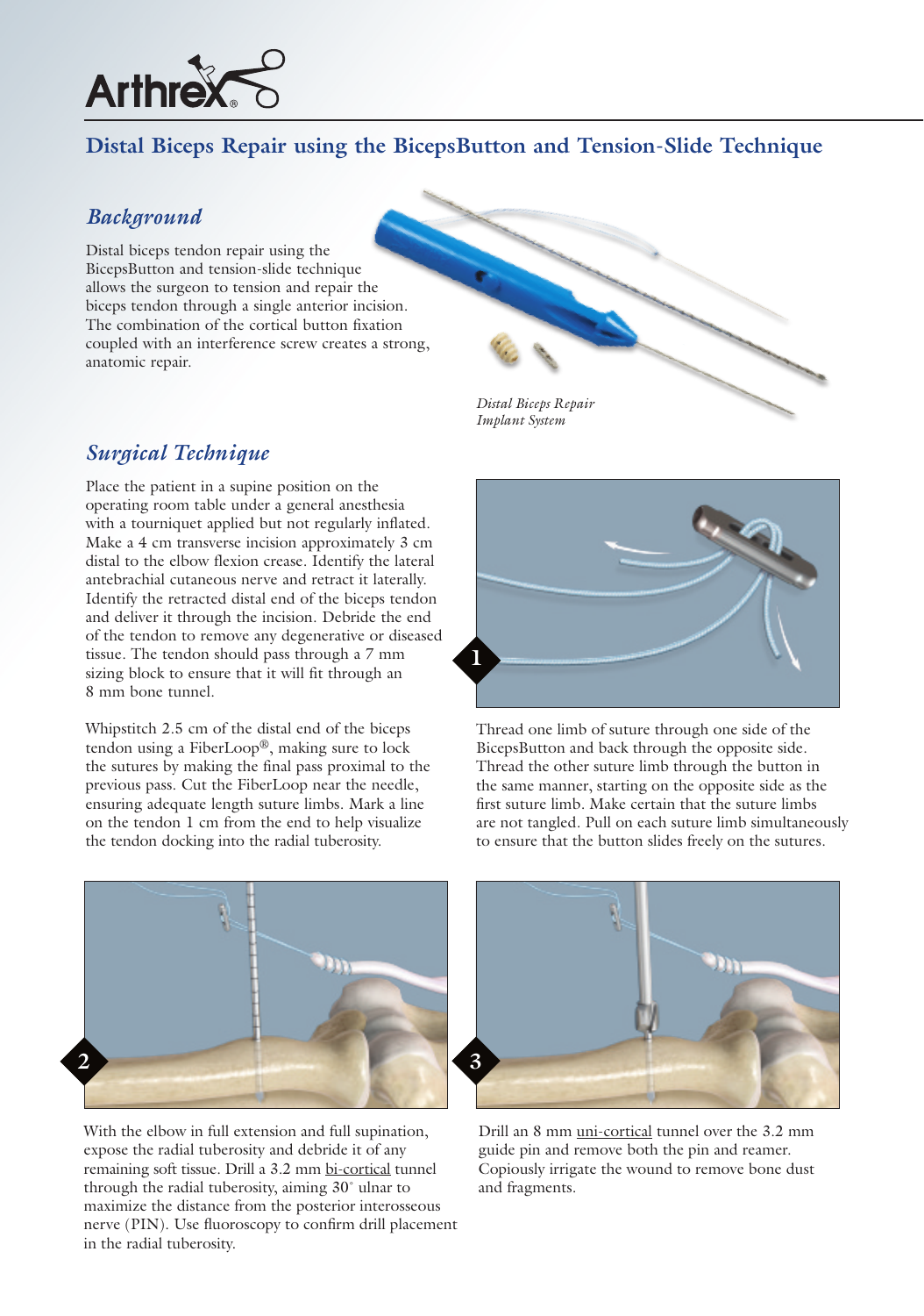## Distal Biceps Repair using the BicepsButton and Tension-Slide Technique

### *Background*

Distal biceps tendon repair using the BicepsButton and tension-slide technique allows the surgeon to tension and repair the biceps tendon through a single anterior incision. The combination of the cortical button fixation coupled with an interference screw creates a strong, anatomic repair.

*Distal Biceps Repair Implant System*

### *Surgical Technique*

Place the patient in a supine position on the operating room table under a general anesthesia with a tourniquet applied but not regularly inflated. Make a 4 cm transverse incision approximately 3 cm distal to the elbow flexion crease. Identify the lateral antebrachial cutaneous nerve and retract it laterally. Identify the retracted distal end of the biceps tendon and deliver it through the incision. Debride the end of the tendon to remove any degenerative or diseased tissue. The tendon should pass through a 7 mm sizing block to ensure that it will fit through an 8 mm bone tunnel.

Whipstitch 2.5 cm of the distal end of the biceps tendon using a FiberLoop®, making sure to lock the sutures by making the final pass proximal to the previous pass. Cut the FiberLoop near the needle, ensuring adequate length suture limbs. Mark a line on the tendon 1 cm from the end to help visualize the tendon docking into the radial tuberosity.

**1**

Thread one limb of suture through one side of the BicepsButton and back through the opposite side. Thread the other suture limb through the button in the same manner, starting on the opposite side as the first suture limb. Make certain that the suture limbs are not tangled. Pull on each suture limb simultaneously to ensure that the button slides freely on the sutures.

**2**

With the elbow in full extension and full supination, expose the radial tuberosity and debride it of any remaining soft tissue. Drill a 3.2 mm <u>bi-cortical</u> tunnel through the radial tuberosity, aiming 30˚ ulnar to maximize the distance from the posterior interosseous nerve (PIN). Use fluoroscopy to confirm drill placement in the radial tuberosity.

**3**

Drill an 8 mm <u>uni-cortical</u> tunnel over the 3.2 mm guide pin and remove both the pin and reamer. Copiously irrigate the wound to remove bone dust and fragments.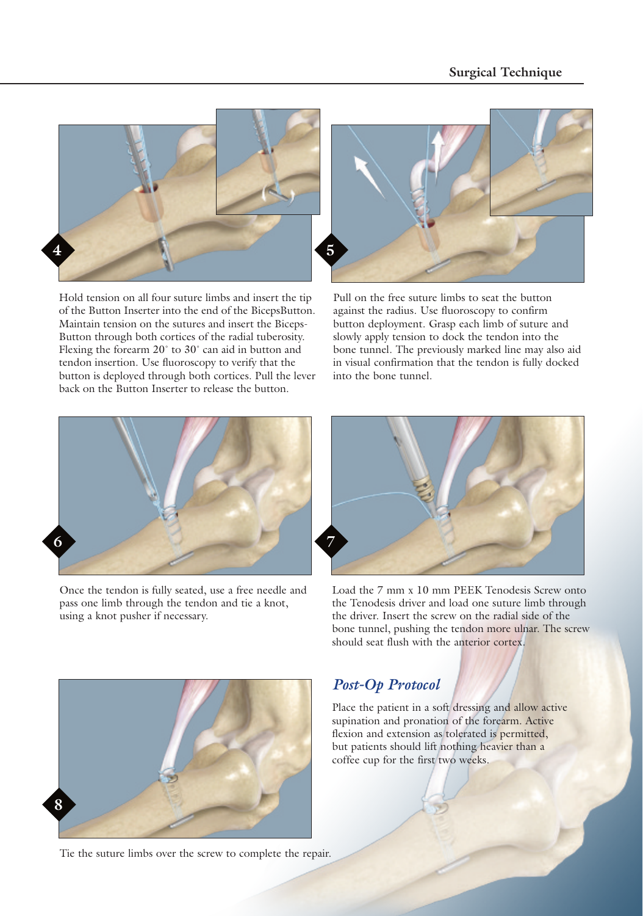## Surgical Technique

**4**

Hold tension on all four suture limbs and insert the tip of the Button Inserter into the end of the BicepsButton. Maintain tension on the sutures and insert the Biceps-Button through both cortices of the radial tuberosity. Flexing the forearm 20˚ to 30˚ can aid in button and tendon insertion. Use fluoroscopy to verify that the button is deployed through both cortices. Pull the lever back on the Button Inserter to release the button.

**5**

Pull on the free suture limbs to seat the button against the radius. Use fluoroscopy to confirm button deployment. Grasp each limb of suture and slowly apply tension to dock the tendon into the bone tunnel. The previously marked line may also aid in visual confirmation that the tendon is fully docked into the bone tunnel.

**6**

Once the tendon is fully seated, use a free needle and pass one limb through the tendon and tie a knot, using a knot pusher if necessary.

**7**

Load the 7 mm x 10 mm PEEK Tenodesis Screw onto the Tenodesis driver and load one suture limb through the driver. Insert the screw on the radial side of the bone tunnel, pushing the tendon more ulnar. The screw should seat flush with the anterior cortex.

**8**

Tie the suture limbs over the screw to complete the repair.

### *Post-Op Protocol*

Place the patient in a soft dressing and allow active supination and pronation of the forearm. Active flexion and extension as tolerated is permitted, but patients should lift nothing heavier than a coffee cup for the first two weeks.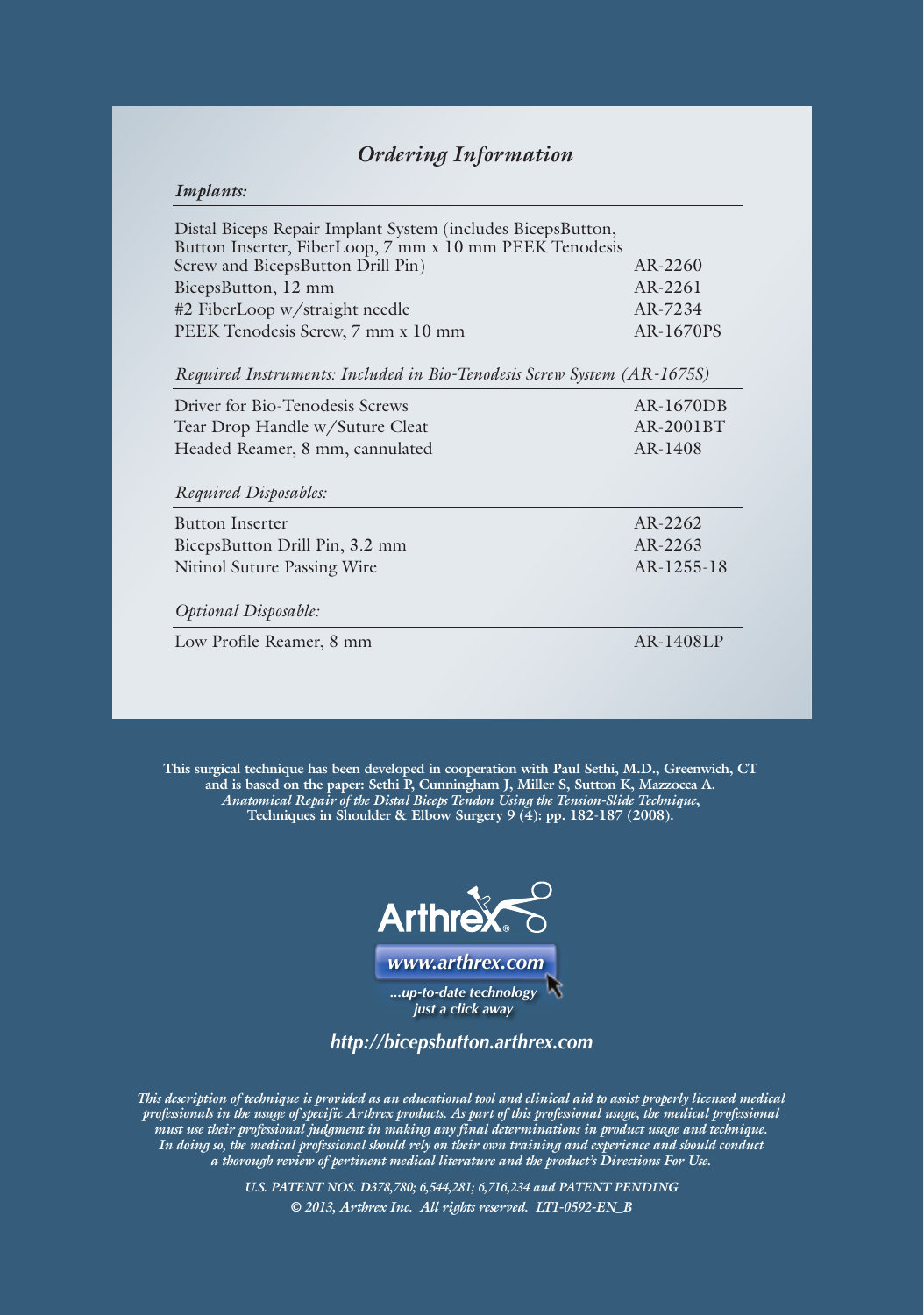## *Ordering Information*

| *Implants:* | |
|---|---|
| Distal Biceps Repair Implant System (includes BicepsButton, Button Inserter, FiberLoop, 7 mm x 10 mm PEEK Tenodesis Screw and BicepsButton Drill Pin) | AR-2260 |
| BicepsButton, 12 mm | AR-2261 |
| #2 FiberLoop w/straight needle | AR-7234 |
| PEEK Tenodesis Screw, 7 mm x 10 mm | AR-1670PS |

| *Required Instruments: Included in Bio-Tenodesis Screw System (AR-1675S)* | |
|---|---|
| Driver for Bio-Tenodesis Screws | AR-1670DB |
| Tear Drop Handle w/Suture Cleat | AR-2001BT |
| Headed Reamer, 8 mm, cannulated | AR-1408 |

| *Required Disposables:* | |
|---|---|
| Button Inserter | AR-2262 |
| BicepsButton Drill Pin, 3.2 mm | AR-2263 |
| Nitinol Suture Passing Wire | AR-1255-18 |

| *Optional Disposable:* | |
|---|---|
| Low Profile Reamer, 8 mm | AR-1408LP |

**This surgical technique has been developed in cooperation with Paul Sethi, M.D., Greenwich, CT and is based on the paper: Sethi P, Cunningham J, Miller S, Sutton K, Mazzocca A. *Anatomical Repair of the Distal Biceps Tendon Using the Tension-Slide Technique*, Techniques in Shoulder & Elbow Surgery 9 (4): pp. 182-187 (2008).**

Arthrex®

***www.arthrex.com***

***...up-to-date technology just a click away***

***http://bicepsbutton.arthrex.com***

*This description of technique is provided as an educational tool and clinical aid to assist properly licensed medical professionals in the usage of specific Arthrex products. As part of this professional usage, the medical professional must use their professional judgment in making any final determinations in product usage and technique. In doing so, the medical professional should rely on their own training and experience and should conduct a thorough review of pertinent medical literature and the product's Directions For Use.*

*U.S. PATENT NOS. D378,780; 6,544,281; 6,716,234 and PATENT PENDING*

*© 2013, Arthrex Inc. All rights reserved. LT1-0592-EN_B*